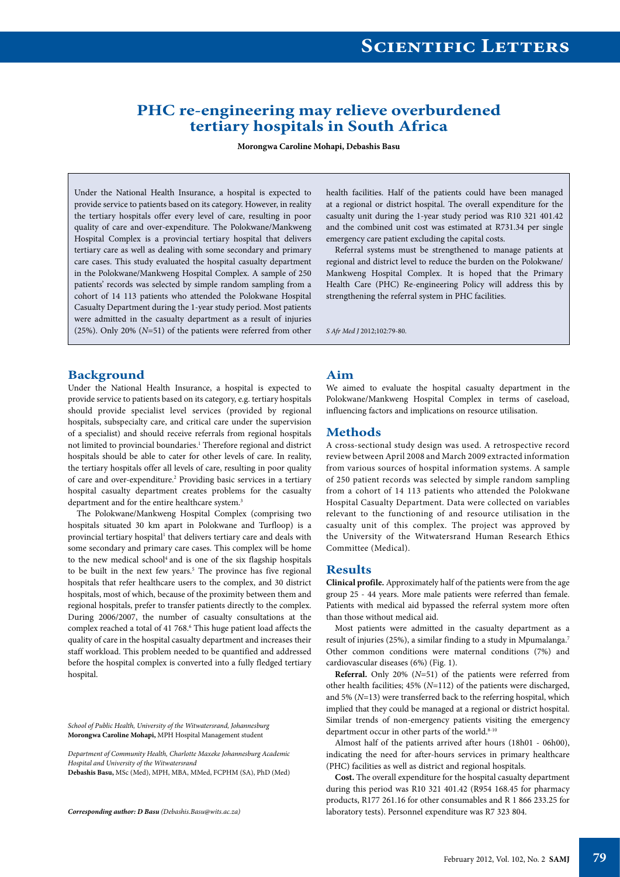# PHC re-engineering may relieve overburdened tertiary hospitals in South Africa

**Morongwa Caroline Mohapi, Debashis Basu**

Under the National Health Insurance, a hospital is expected to provide service to patients based on its category. However, in reality the tertiary hospitals offer every level of care, resulting in poor quality of care and over-expenditure. The Polokwane/Mankweng Hospital Complex is a provincial tertiary hospital that delivers tertiary care as well as dealing with some secondary and primary care cases. This study evaluated the hospital casualty department in the Polokwane/Mankweng Hospital Complex. A sample of 250 patients' records was selected by simple random sampling from a cohort of 14 113 patients who attended the Polokwane Hospital Casualty Department during the 1-year study period. Most patients were admitted in the casualty department as a result of injuries (25%). Only 20% (*N*=51) of the patients were referred from other health facilities. Half of the patients could have been managed at a regional or district hospital. The overall expenditure for the casualty unit during the 1-year study period was R10 321 401.42 and the combined unit cost was estimated at R731.34 per single emergency care patient excluding the capital costs.

Referral systems must be strengthened to manage patients at regional and district level to reduce the burden on the Polokwane/Mankweng Hospital Complex. It is hoped that the Primary Health Care (PHC) Re-engineering Policy will address this by strengthening the referral system in PHC facilities.

*S Afr Med J* 2012;102:79-80.

## Background

Under the National Health Insurance, a hospital is expected to provide service to patients based on its category, e.g. tertiary hospitals should provide specialist level services (provided by regional hospitals, subspecialty care, and critical care under the supervision of a specialist) and should receive referrals from regional hospitals not limited to provincial boundaries.[1] Therefore regional and district hospitals should be able to cater for other levels of care. In reality, the tertiary hospitals offer all levels of care, resulting in poor quality of care and over-expenditure.[2] Providing basic services in a tertiary hospital casualty department creates problems for the casualty department and for the entire healthcare system.[3]

The Polokwane/Mankweng Hospital Complex (comprising two hospitals situated 30 km apart in Polokwane and Turfloop) is a provincial tertiary hospital[1] that delivers tertiary care and deals with some secondary and primary care cases. This complex will be home to the new medical school[4] and is one of the six flagship hospitals to be built in the next few years.[5] The province has five regional hospitals that refer healthcare users to the complex, and 30 district hospitals, most of which, because of the proximity between them and regional hospitals, prefer to transfer patients directly to the complex. During 2006/2007, the number of casualty consultations at the complex reached a total of 41 768.[6] This huge patient load affects the quality of care in the hospital casualty department and increases their staff workload. This problem needed to be quantified and addressed before the hospital complex is converted into a fully fledged tertiary hospital.

*School of Public Health, University of the Witwatersrand, Johannesburg*
**Morongwa Caroline Mohapi,** MPH Hospital Management student

*Department of Community Health, Charlotte Maxeke Johannesburg Academic Hospital and University of the Witwatersrand*
**Debashis Basu,** MSc (Med), MPH, MBA, MMed, FCPHM (SA), PhD (Med)

***Corresponding author: D Basu*** *(Debashis.Basu@wits.ac.za)*

## Aim

We aimed to evaluate the hospital casualty department in the Polokwane/Mankweng Hospital Complex in terms of caseload, influencing factors and implications on resource utilisation.

## Methods

A cross-sectional study design was used. A retrospective record review between April 2008 and March 2009 extracted information from various sources of hospital information systems. A sample of 250 patient records was selected by simple random sampling from a cohort of 14 113 patients who attended the Polokwane Hospital Casualty Department. Data were collected on variables relevant to the functioning of and resource utilisation in the casualty unit of this complex. The project was approved by the University of the Witwatersrand Human Research Ethics Committee (Medical).

## Results

**Clinical profile.** Approximately half of the patients were from the age group 25 - 44 years. More male patients were referred than female. Patients with medical aid bypassed the referral system more often than those without medical aid.

Most patients were admitted in the casualty department as a result of injuries (25%), a similar finding to a study in Mpumalanga.[7] Other common conditions were maternal conditions (7%) and cardiovascular diseases (6%) (Fig. 1).

**Referral.** Only 20% (*N*=51) of the patients were referred from other health facilities; 45% (*N*=112) of the patients were discharged, and 5% (*N*=13) were transferred back to the referring hospital, which implied that they could be managed at a regional or district hospital. Similar trends of non-emergency patients visiting the emergency department occur in other parts of the world.[8-10]

Almost half of the patients arrived after hours (18h01 - 06h00), indicating the need for after-hours services in primary healthcare (PHC) facilities as well as district and regional hospitals.

**Cost.** The overall expenditure for the hospital casualty department during this period was R10 321 401.42 (R954 168.45 for pharmacy products, R177 261.16 for other consumables and R 1 866 233.25 for laboratory tests). Personnel expenditure was R7 323 804.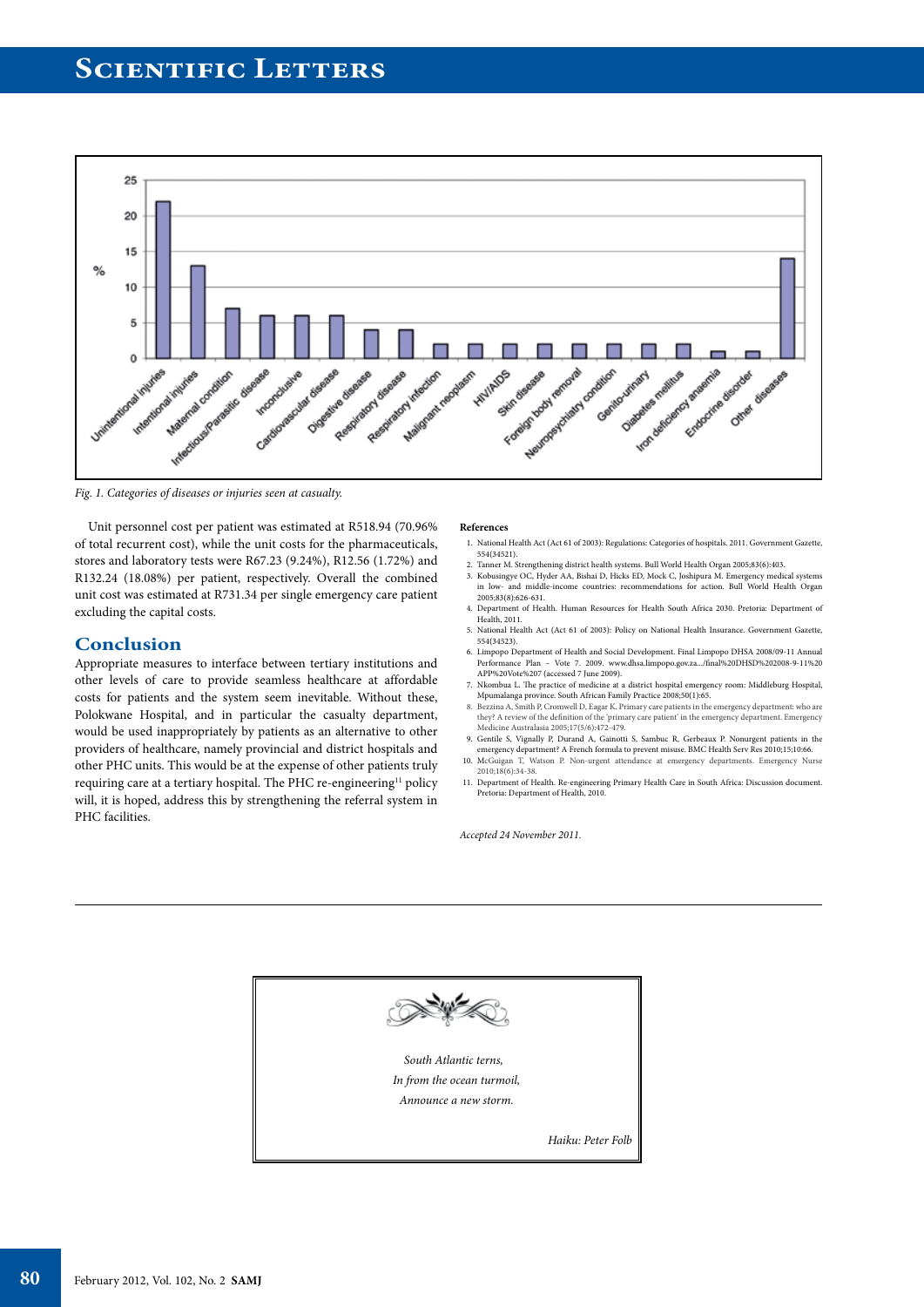25
20
15
%
10
5
0

Unintentional injuries
Intentional injuries
Maternal condition
Infectious/Parasitic disease
Inconclusive
Cardiovascular disease
Digestive disease
Respiratory disease
Respiratory infection
Malignant neoplasm
HIV/AIDS
Skin disease
Foreign body removal
Neuropsychiatry condition
Genito-urinary
Diabetes mellitus
Iron deficiency anaemia
Endocrine disorder
Other diseases

*Fig. 1. Categories of diseases or injuries seen at casualty.*

Unit personnel cost per patient was estimated at R518.94 (70.96% of total recurrent cost), while the unit costs for the pharmaceuticals, stores and laboratory tests were R67.23 (9.24%), R12.56 (1.72%) and R132.24 (18.08%) per patient, respectively. Overall the combined unit cost was estimated at R731.34 per single emergency care patient excluding the capital costs.

## Conclusion

Appropriate measures to interface between tertiary institutions and other levels of care to provide seamless healthcare at affordable costs for patients and the system seem inevitable. Without these, Polokwane Hospital, and in particular the casualty department, would be used inappropriately by patients as an alternative to other providers of healthcare, namely provincial and district hospitals and other PHC units. This would be at the expense of other patients truly requiring care at a tertiary hospital. The PHC re-engineering[11] policy will, it is hoped, address this by strengthening the referral system in PHC facilities.

**References**

1. National Health Act (Act 61 of 2003): Regulations: Categories of hospitals. 2011. Government Gazette, 554(34521).
2. Tanner M. Strengthening district health systems. Bull World Health Organ 2005;83(6):403.
3. Kobusingye OC, Hyder AA, Bishai D, Hicks ED, Mock C, Joshipura M. Emergency medical systems in low- and middle-income countries: recommendations for action. Bull World Health Organ 2005;83(8):626-631.
4. Department of Health. Human Resources for Health South Africa 2030. Pretoria: Department of Health, 2011.
5. National Health Act (Act 61 of 2003): Policy on National Health Insurance. Government Gazette, 554(34523).
6. Limpopo Department of Health and Social Development. Final Limpopo DHSA 2008/09-11 Annual Performance Plan – Vote 7. 2009. www.dhsa.limpopo.gov.za.../final%20DHSD%202008-9-11%20APP%20Vote%207 (accessed 7 June 2009).
7. Nkombua L. The practice of medicine at a district hospital emergency room: Middleburg Hospital, Mpumalanga province. South African Family Practice 2008;50(1):65.
8. Bezzina A, Smith P, Cromwell D, Eagar K. Primary care patients in the emergency department: who are they? A review of the definition of the 'primary care patient' in the emergency department. Emergency Medicine Australasia 2005;17(5/6):472-479.
9. Gentile S, Vignally P, Durand A, Gainotti S, Sambuc R, Gerbeaux P. Nonurgent patients in the emergency department? A French formula to prevent misuse. BMC Health Serv Res 2010;15;10:66.
10. McGuigan T, Watson P. Non-urgent attendance at emergency departments. Emergency Nurse 2010;18(6):34-38.
11. Department of Health. Re-engineering Primary Health Care in South Africa: Discussion document. Pretoria: Department of Health, 2010.

*Accepted 24 November 2011.*

*South Atlantic terns,*
*In from the ocean turmoil,*
*Announce a new storm.*

*Haiku: Peter Folb*